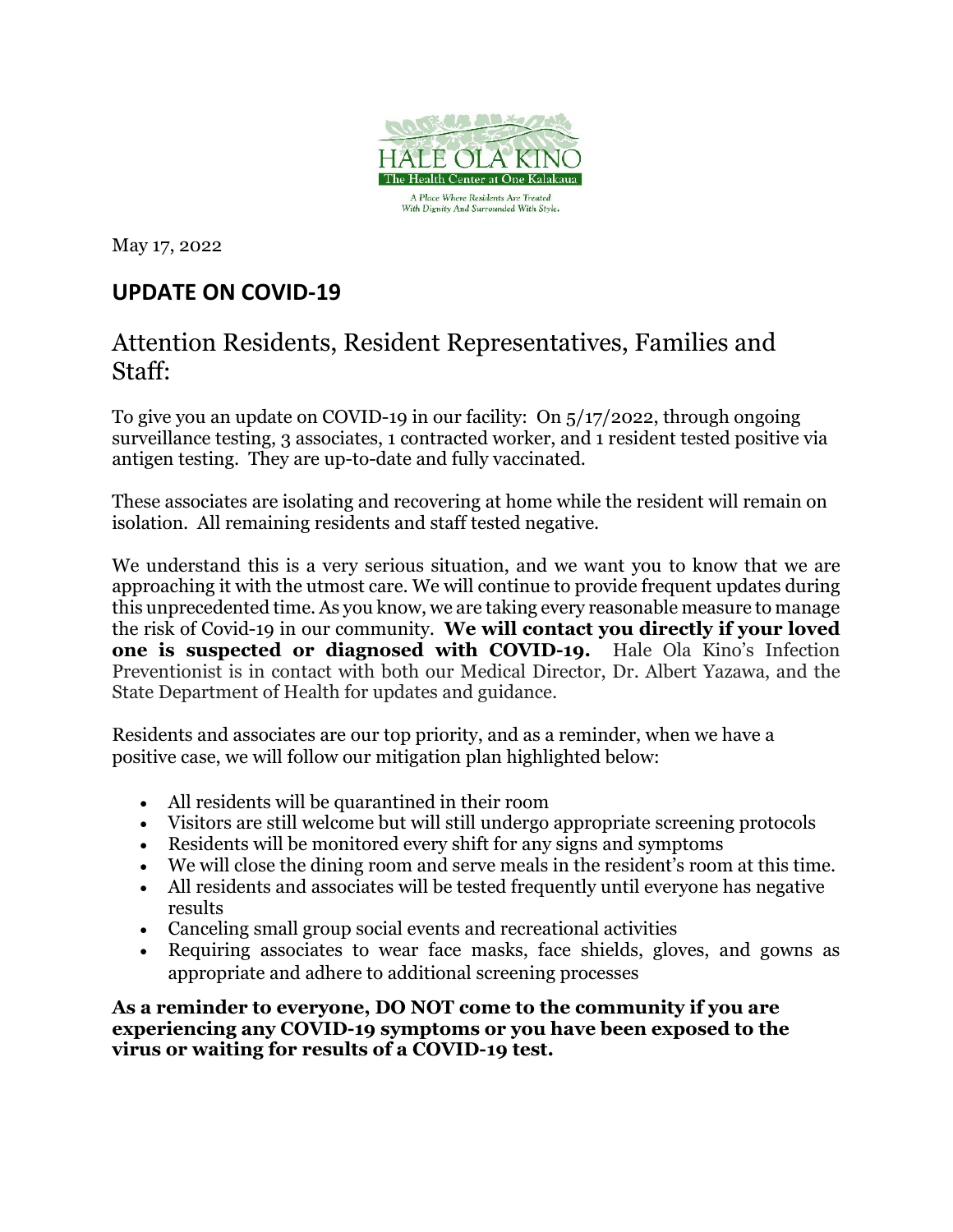HALE OLA KINO

The Health Center at One Kalakaua

A Place Where Residents Are Treated With Dignity And Surrounded With Style.

May 17, 2022

## UPDATE ON COVID-19

# Attention Residents, Resident Representatives, Families and Staff:

To give you an update on COVID-19 in our facility: On 5/17/2022, through ongoing surveillance testing, 3 associates, 1 contracted worker, and 1 resident tested positive via antigen testing. They are up-to-date and fully vaccinated.

These associates are isolating and recovering at home while the resident will remain on isolation. All remaining residents and staff tested negative.

We understand this is a very serious situation, and we want you to know that we are approaching it with the utmost care. We will continue to provide frequent updates during this unprecedented time. As you know, we are taking every reasonable measure to manage the risk of Covid-19 in our community. **We will contact you directly if your loved one is suspected or diagnosed with COVID-19.** Hale Ola Kino's Infection Preventionist is in contact with both our Medical Director, Dr. Albert Yazawa, and the State Department of Health for updates and guidance.

Residents and associates are our top priority, and as a reminder, when we have a positive case, we will follow our mitigation plan highlighted below:

- All residents will be quarantined in their room
- Visitors are still welcome but will still undergo appropriate screening protocols
- Residents will be monitored every shift for any signs and symptoms
- We will close the dining room and serve meals in the resident's room at this time.
- All residents and associates will be tested frequently until everyone has negative results
- Canceling small group social events and recreational activities
- Requiring associates to wear face masks, face shields, gloves, and gowns as appropriate and adhere to additional screening processes

**As a reminder to everyone, DO NOT come to the community if you are experiencing any COVID-19 symptoms or you have been exposed to the virus or waiting for results of a COVID-19 test.**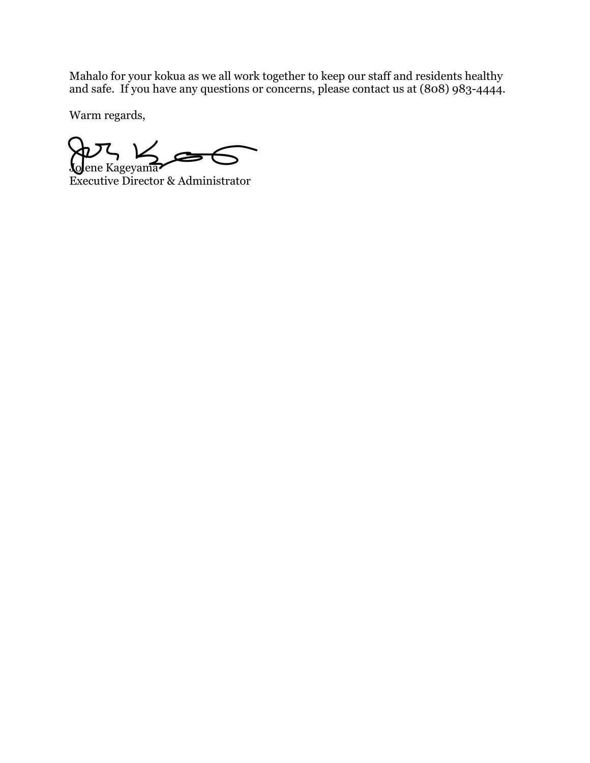Mahalo for your kokua as we all work together to keep our staff and residents healthy and safe. If you have any questions or concerns, please contact us at (808) 983-4444.

Warm regards,

Jolene Kageyama
Executive Director & Administrator